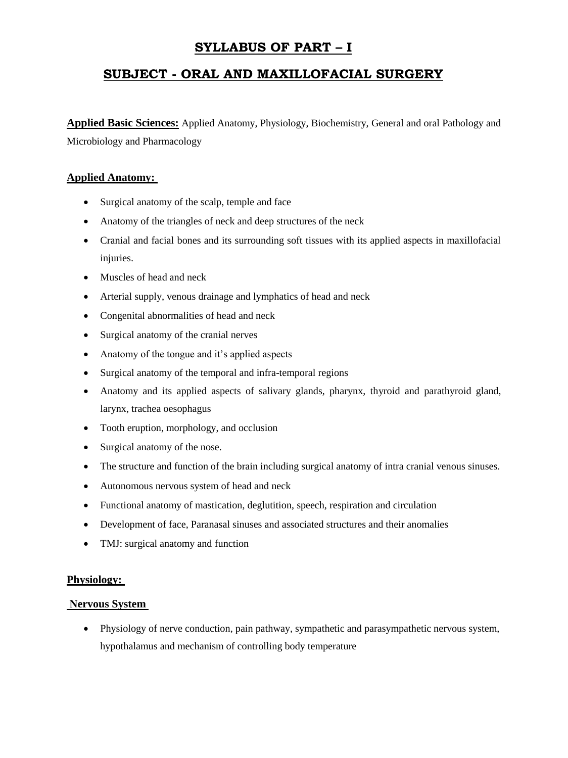# SYLLABUS OF PART – I

## SUBJECT - ORAL AND MAXILLOFACIAL SURGERY

**Applied Basic Sciences:** Applied Anatomy, Physiology, Biochemistry, General and oral Pathology and Microbiology and Pharmacology

### Applied Anatomy:

- Surgical anatomy of the scalp, temple and face
- Anatomy of the triangles of neck and deep structures of the neck
- Cranial and facial bones and its surrounding soft tissues with its applied aspects in maxillofacial injuries.
- Muscles of head and neck
- Arterial supply, venous drainage and lymphatics of head and neck
- Congenital abnormalities of head and neck
- Surgical anatomy of the cranial nerves
- Anatomy of the tongue and it's applied aspects
- Surgical anatomy of the temporal and infra-temporal regions
- Anatomy and its applied aspects of salivary glands, pharynx, thyroid and parathyroid gland, larynx, trachea oesophagus
- Tooth eruption, morphology, and occlusion
- Surgical anatomy of the nose.
- The structure and function of the brain including surgical anatomy of intra cranial venous sinuses.
- Autonomous nervous system of head and neck
- Functional anatomy of mastication, deglutition, speech, respiration and circulation
- Development of face, Paranasal sinuses and associated structures and their anomalies
- TMJ: surgical anatomy and function

### Physiology:

#### Nervous System

- Physiology of nerve conduction, pain pathway, sympathetic and parasympathetic nervous system, hypothalamus and mechanism of controlling body temperature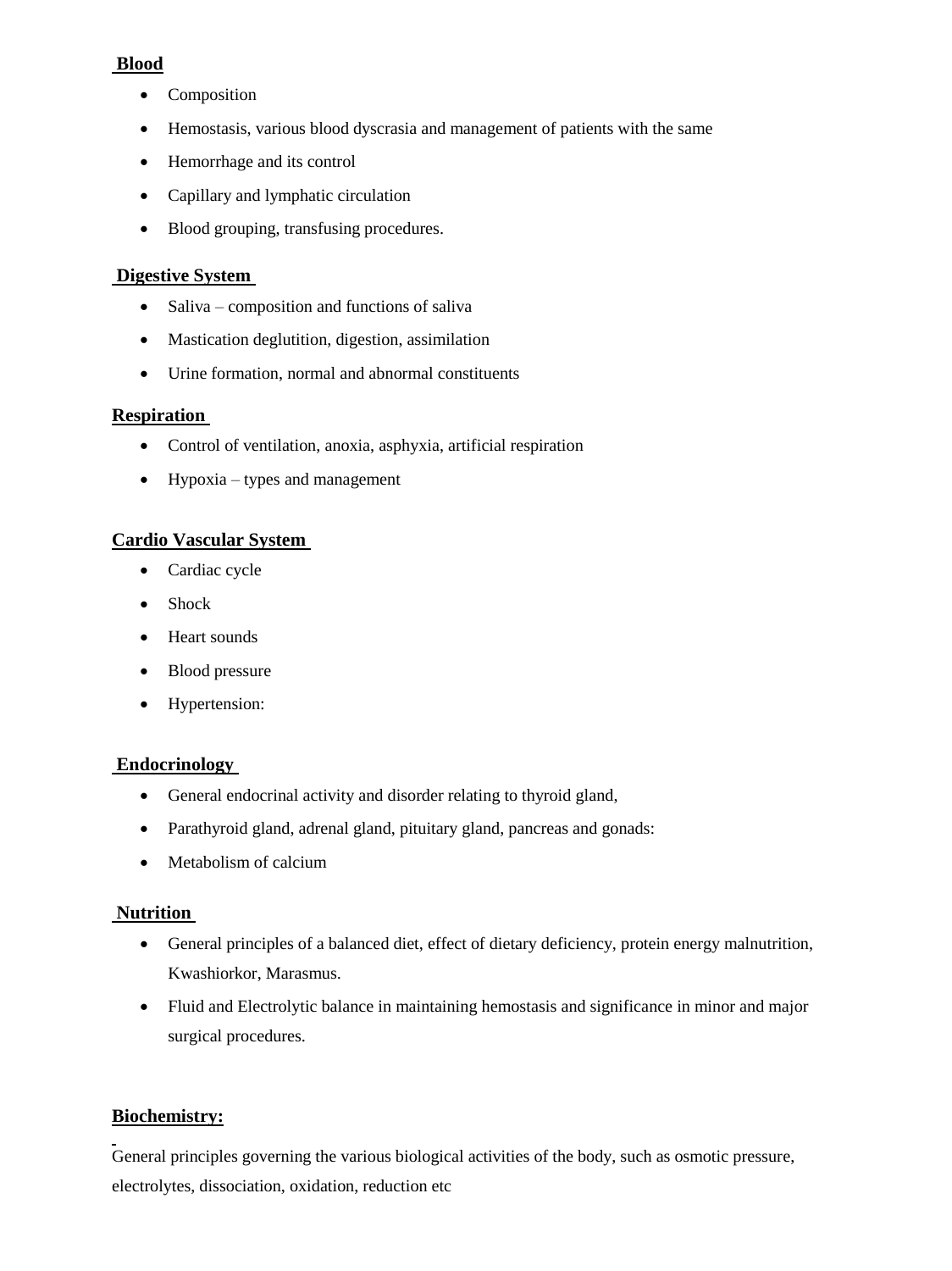**Blood**

- Composition
- Hemostasis, various blood dyscrasia and management of patients with the same
- Hemorrhage and its control
- Capillary and lymphatic circulation
- Blood grouping, transfusing procedures.

**Digestive System**

- Saliva – composition and functions of saliva
- Mastication deglutition, digestion, assimilation
- Urine formation, normal and abnormal constituents

**Respiration**

- Control of ventilation, anoxia, asphyxia, artificial respiration
- Hypoxia – types and management

**Cardio Vascular System**

- Cardiac cycle
- Shock
- Heart sounds
- Blood pressure
- Hypertension:

**Endocrinology**

- General endocrinal activity and disorder relating to thyroid gland,
- Parathyroid gland, adrenal gland, pituitary gland, pancreas and gonads:
- Metabolism of calcium

**Nutrition**

- General principles of a balanced diet, effect of dietary deficiency, protein energy malnutrition, Kwashiorkor, Marasmus.
- Fluid and Electrolytic balance in maintaining hemostasis and significance in minor and major surgical procedures.

**Biochemistry:**

General principles governing the various biological activities of the body, such as osmotic pressure, electrolytes, dissociation, oxidation, reduction etc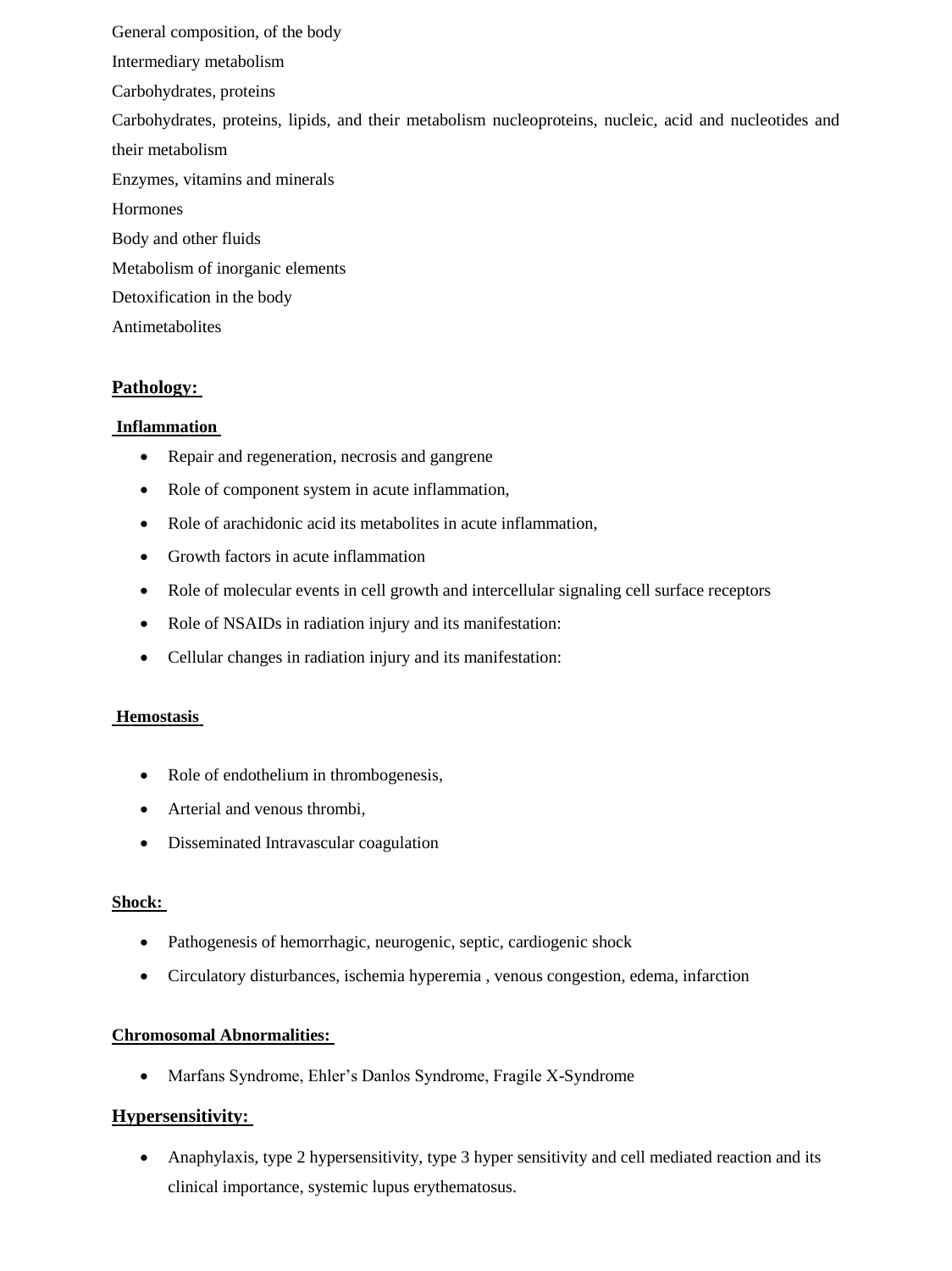General composition, of the body

Intermediary metabolism

Carbohydrates, proteins

Carbohydrates, proteins, lipids, and their metabolism nucleoproteins, nucleic, acid and nucleotides and their metabolism

Enzymes, vitamins and minerals

Hormones

Body and other fluids

Metabolism of inorganic elements

Detoxification in the body

Antimetabolites

## Pathology:

### Inflammation

- Repair and regeneration, necrosis and gangrene
- Role of component system in acute inflammation,
- Role of arachidonic acid its metabolites in acute inflammation,
- Growth factors in acute inflammation
- Role of molecular events in cell growth and intercellular signaling cell surface receptors
- Role of NSAIDs in radiation injury and its manifestation:
- Cellular changes in radiation injury and its manifestation:

### Hemostasis

- Role of endothelium in thrombogenesis,
- Arterial and venous thrombi,
- Disseminated Intravascular coagulation

### Shock:

- Pathogenesis of hemorrhagic, neurogenic, septic, cardiogenic shock
- Circulatory disturbances, ischemia hyperemia , venous congestion, edema, infarction

### Chromosomal Abnormalities:

- Marfans Syndrome, Ehler's Danlos Syndrome, Fragile X-Syndrome

## Hypersensitivity:

- Anaphylaxis, type 2 hypersensitivity, type 3 hyper sensitivity and cell mediated reaction and its clinical importance, systemic lupus erythematosus.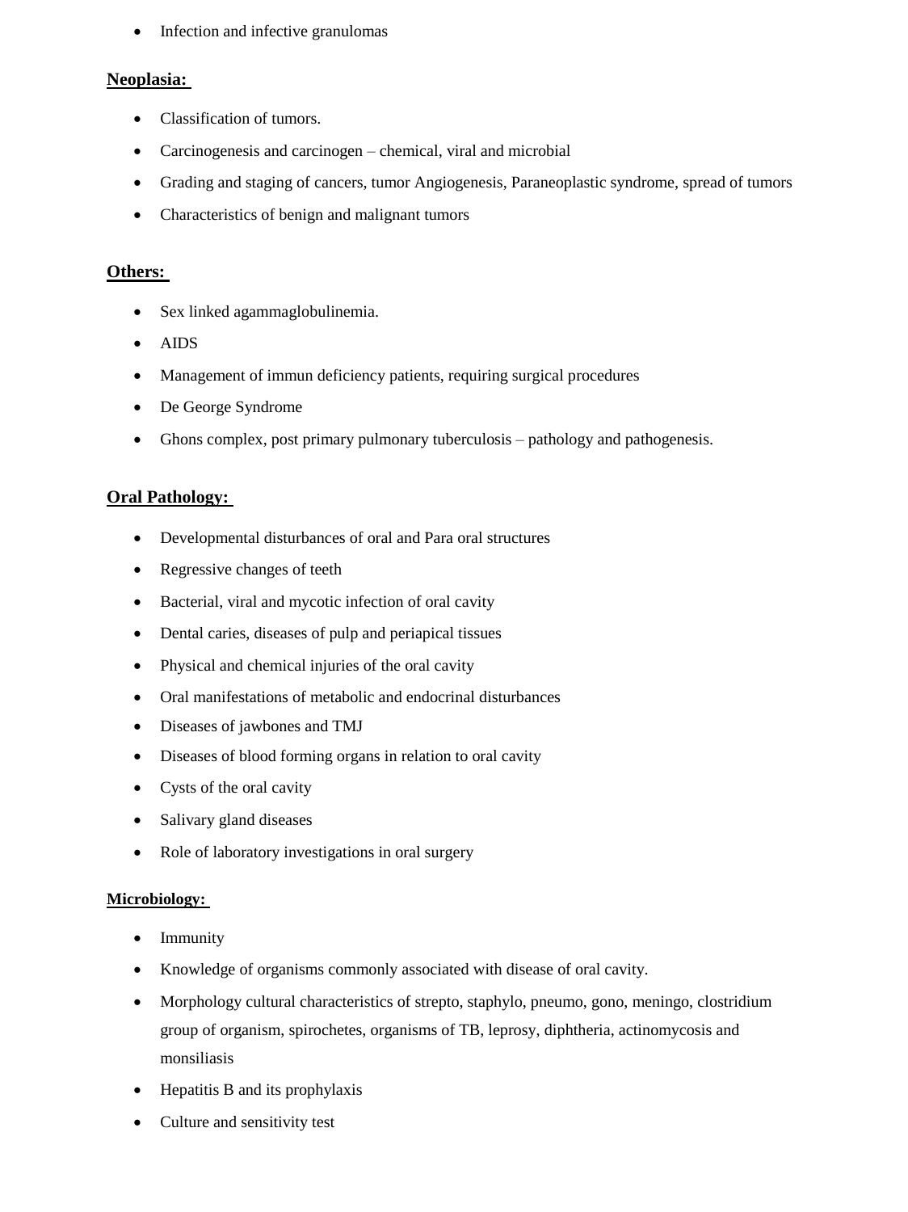- Infection and infective granulomas

**Neoplasia:**

- Classification of tumors.
- Carcinogenesis and carcinogen – chemical, viral and microbial
- Grading and staging of cancers, tumor Angiogenesis, Paraneoplastic syndrome, spread of tumors
- Characteristics of benign and malignant tumors

**Others:**

- Sex linked agammaglobulinemia.
- AIDS
- Management of immun deficiency patients, requiring surgical procedures
- De George Syndrome
- Ghons complex, post primary pulmonary tuberculosis – pathology and pathogenesis.

**Oral Pathology:**

- Developmental disturbances of oral and Para oral structures
- Regressive changes of teeth
- Bacterial, viral and mycotic infection of oral cavity
- Dental caries, diseases of pulp and periapical tissues
- Physical and chemical injuries of the oral cavity
- Oral manifestations of metabolic and endocrinal disturbances
- Diseases of jawbones and TMJ
- Diseases of blood forming organs in relation to oral cavity
- Cysts of the oral cavity
- Salivary gland diseases
- Role of laboratory investigations in oral surgery

**Microbiology:**

- Immunity
- Knowledge of organisms commonly associated with disease of oral cavity.
- Morphology cultural characteristics of strepto, staphylo, pneumo, gono, meningo, clostridium group of organism, spirochetes, organisms of TB, leprosy, diphtheria, actinomycosis and monsiliasis
- Hepatitis B and its prophylaxis
- Culture and sensitivity test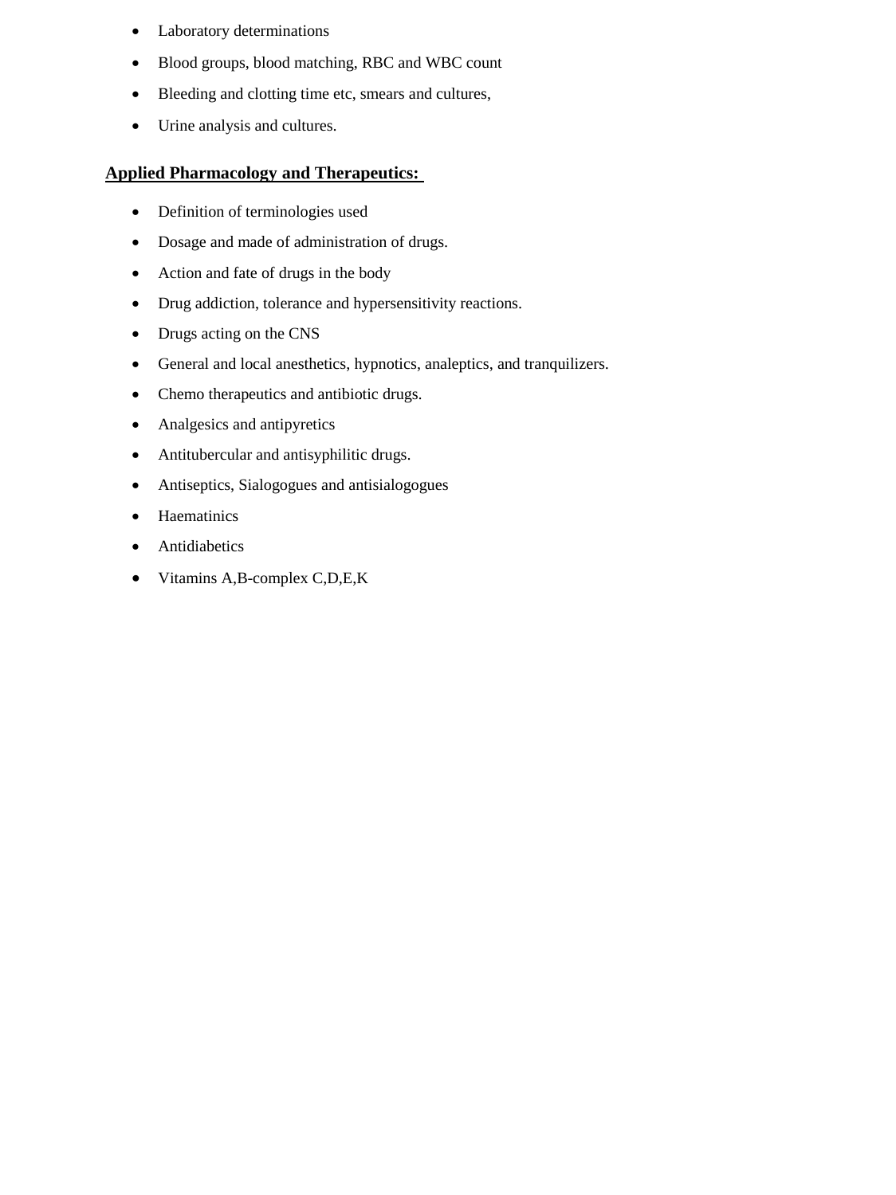- Laboratory determinations
- Blood groups, blood matching, RBC and WBC count
- Bleeding and clotting time etc, smears and cultures,
- Urine analysis and cultures.

**Applied Pharmacology and Therapeutics:**

- Definition of terminologies used
- Dosage and made of administration of drugs.
- Action and fate of drugs in the body
- Drug addiction, tolerance and hypersensitivity reactions.
- Drugs acting on the CNS
- General and local anesthetics, hypnotics, analeptics, and tranquilizers.
- Chemo therapeutics and antibiotic drugs.
- Analgesics and antipyretics
- Antitubercular and antisyphilitic drugs.
- Antiseptics, Sialogogues and antisialogogues
- Haematinics
- Antidiabetics
- Vitamins A,B-complex C,D,E,K